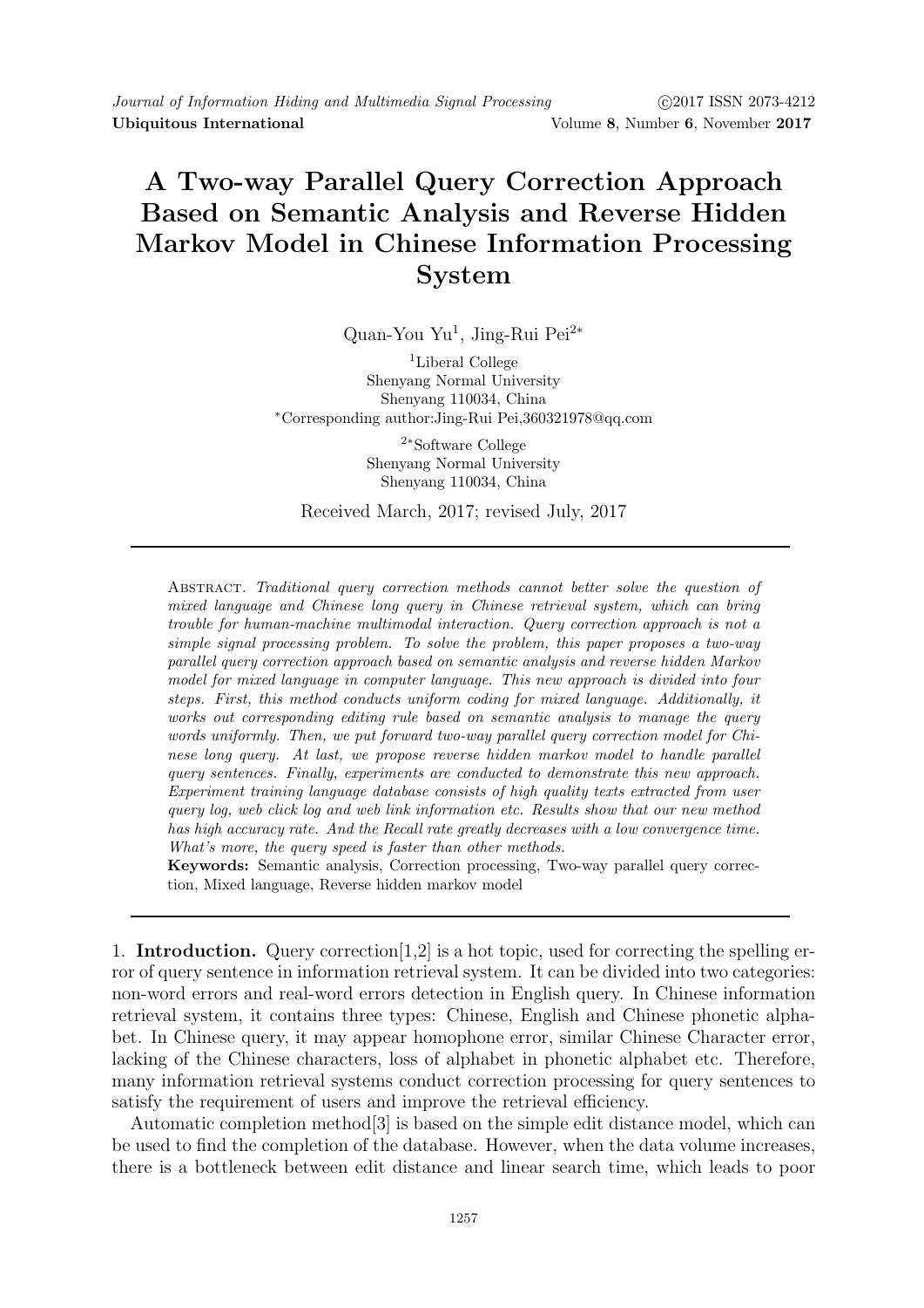# A Two-way Parallel Query Correction Approach Based on Semantic Analysis and Reverse Hidden Markov Model in Chinese Information Processing System

Quan-You Yu[1], Jing-Rui Pei[2*]

[1]Liberal College
Shenyang Normal University
Shenyang 110034, China
*Corresponding author:Jing-Rui Pei,360321978@qq.com

[2*]Software College
Shenyang Normal University
Shenyang 110034, China

Received March, 2017; revised July, 2017

Abstract. *Traditional query correction methods cannot better solve the question of mixed language and Chinese long query in Chinese retrieval system, which can bring trouble for human-machine multimodal interaction. Query correction approach is not a simple signal processing problem. To solve the problem, this paper proposes a two-way parallel query correction approach based on semantic analysis and reverse hidden Markov model for mixed language in computer language. This new approach is divided into four steps. First, this method conducts uniform coding for mixed language. Additionally, it works out corresponding editing rule based on semantic analysis to manage the query words uniformly. Then, we put forward two-way parallel query correction model for Chinese long query. At last, we propose reverse hidden markov model to handle parallel query sentences. Finally, experiments are conducted to demonstrate this new approach. Experiment training language database consists of high quality texts extracted from user query log, web click log and web link information etc. Results show that our new method has high accuracy rate. And the Recall rate greatly decreases with a low convergence time. What's more, the query speed is faster than other methods.*

**Keywords:** Semantic analysis, Correction processing, Two-way parallel query correction, Mixed language, Reverse hidden markov model

## 1. Introduction.

Query correction[1,2] is a hot topic, used for correcting the spelling error of query sentence in information retrieval system. It can be divided into two categories: non-word errors and real-word errors detection in English query. In Chinese information retrieval system, it contains three types: Chinese, English and Chinese phonetic alphabet. In Chinese query, it may appear homophone error, similar Chinese Character error, lacking of the Chinese characters, loss of alphabet in phonetic alphabet etc. Therefore, many information retrieval systems conduct correction processing for query sentences to satisfy the requirement of users and improve the retrieval efficiency.

Automatic completion method[3] is based on the simple edit distance model, which can be used to find the completion of the database. However, when the data volume increases, there is a bottleneck between edit distance and linear search time, which leads to poor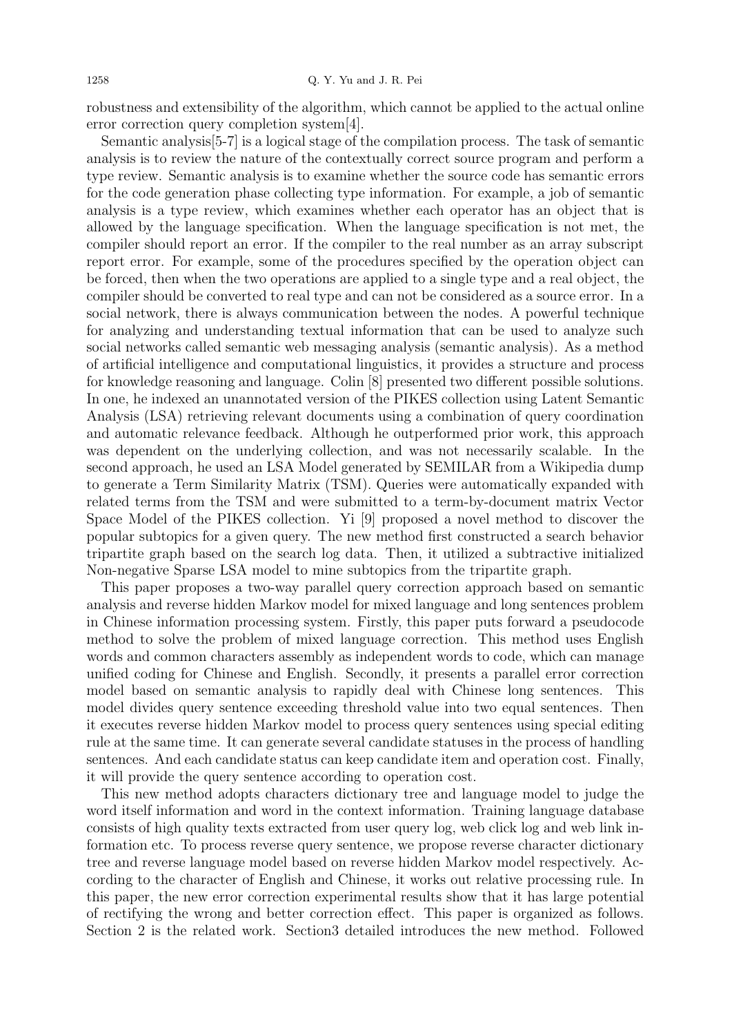robustness and extensibility of the algorithm, which cannot be applied to the actual online error correction query completion system[4].

Semantic analysis[5-7] is a logical stage of the compilation process. The task of semantic analysis is to review the nature of the contextually correct source program and perform a type review. Semantic analysis is to examine whether the source code has semantic errors for the code generation phase collecting type information. For example, a job of semantic analysis is a type review, which examines whether each operator has an object that is allowed by the language specification. When the language specification is not met, the compiler should report an error. If the compiler to the real number as an array subscript report error. For example, some of the procedures specified by the operation object can be forced, then when the two operations are applied to a single type and a real object, the compiler should be converted to real type and can not be considered as a source error. In a social network, there is always communication between the nodes. A powerful technique for analyzing and understanding textual information that can be used to analyze such social networks called semantic web messaging analysis (semantic analysis). As a method of artificial intelligence and computational linguistics, it provides a structure and process for knowledge reasoning and language. Colin [8] presented two different possible solutions. In one, he indexed an unannotated version of the PIKES collection using Latent Semantic Analysis (LSA) retrieving relevant documents using a combination of query coordination and automatic relevance feedback. Although he outperformed prior work, this approach was dependent on the underlying collection, and was not necessarily scalable. In the second approach, he used an LSA Model generated by SEMILAR from a Wikipedia dump to generate a Term Similarity Matrix (TSM). Queries were automatically expanded with related terms from the TSM and were submitted to a term-by-document matrix Vector Space Model of the PIKES collection. Yi [9] proposed a novel method to discover the popular subtopics for a given query. The new method first constructed a search behavior tripartite graph based on the search log data. Then, it utilized a subtractive initialized Non-negative Sparse LSA model to mine subtopics from the tripartite graph.

This paper proposes a two-way parallel query correction approach based on semantic analysis and reverse hidden Markov model for mixed language and long sentences problem in Chinese information processing system. Firstly, this paper puts forward a pseudocode method to solve the problem of mixed language correction. This method uses English words and common characters assembly as independent words to code, which can manage unified coding for Chinese and English. Secondly, it presents a parallel error correction model based on semantic analysis to rapidly deal with Chinese long sentences. This model divides query sentence exceeding threshold value into two equal sentences. Then it executes reverse hidden Markov model to process query sentences using special editing rule at the same time. It can generate several candidate statuses in the process of handling sentences. And each candidate status can keep candidate item and operation cost. Finally, it will provide the query sentence according to operation cost.

This new method adopts characters dictionary tree and language model to judge the word itself information and word in the context information. Training language database consists of high quality texts extracted from user query log, web click log and web link information etc. To process reverse query sentence, we propose reverse character dictionary tree and reverse language model based on reverse hidden Markov model respectively. According to the character of English and Chinese, it works out relative processing rule. In this paper, the new error correction experimental results show that it has large potential of rectifying the wrong and better correction effect. This paper is organized as follows. Section 2 is the related work. Section3 detailed introduces the new method. Followed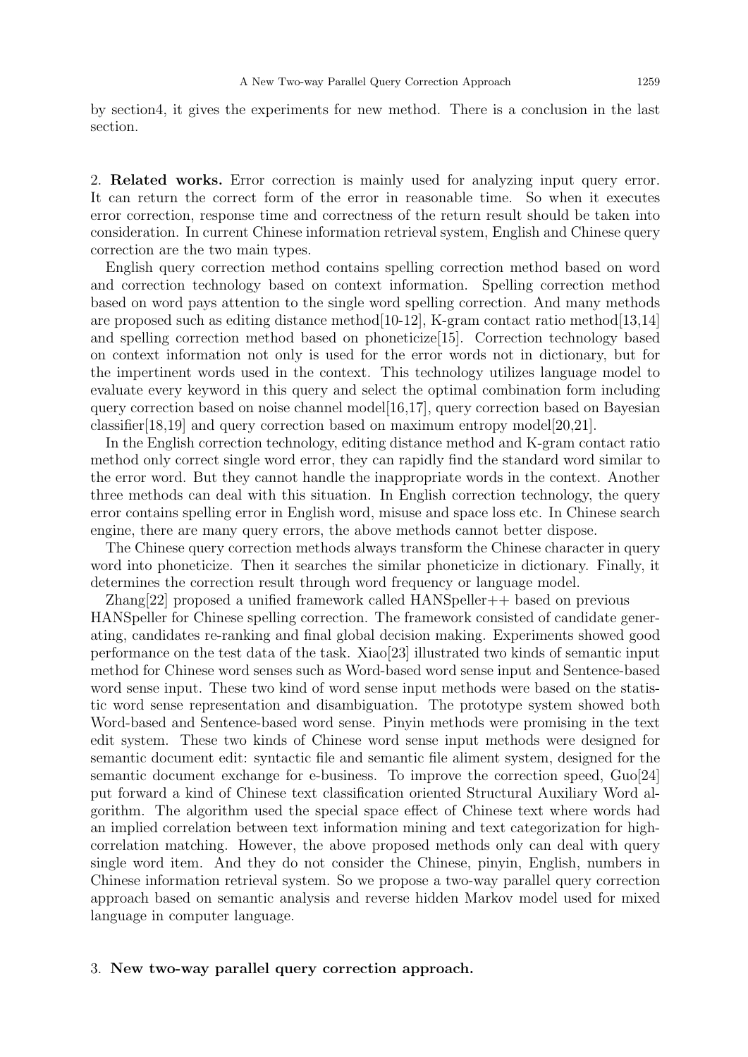by section4, it gives the experiments for new method. There is a conclusion in the last section.

## 2. **Related works.**

Error correction is mainly used for analyzing input query error. It can return the correct form of the error in reasonable time. So when it executes error correction, response time and correctness of the return result should be taken into consideration. In current Chinese information retrieval system, English and Chinese query correction are the two main types.

English query correction method contains spelling correction method based on word and correction technology based on context information. Spelling correction method based on word pays attention to the single word spelling correction. And many methods are proposed such as editing distance method[10-12], K-gram contact ratio method[13,14] and spelling correction method based on phoneticize[15]. Correction technology based on context information not only is used for the error words not in dictionary, but for the impertinent words used in the context. This technology utilizes language model to evaluate every keyword in this query and select the optimal combination form including query correction based on noise channel model[16,17], query correction based on Bayesian classifier[18,19] and query correction based on maximum entropy model[20,21].

In the English correction technology, editing distance method and K-gram contact ratio method only correct single word error, they can rapidly find the standard word similar to the error word. But they cannot handle the inappropriate words in the context. Another three methods can deal with this situation. In English correction technology, the query error contains spelling error in English word, misuse and space loss etc. In Chinese search engine, there are many query errors, the above methods cannot better dispose.

The Chinese query correction methods always transform the Chinese character in query word into phoneticize. Then it searches the similar phoneticize in dictionary. Finally, it determines the correction result through word frequency or language model.

Zhang[22] proposed a unified framework called HANSpeller++ based on previous HANSpeller for Chinese spelling correction. The framework consisted of candidate generating, candidates re-ranking and final global decision making. Experiments showed good performance on the test data of the task. Xiao[23] illustrated two kinds of semantic input method for Chinese word senses such as Word-based word sense input and Sentence-based word sense input. These two kind of word sense input methods were based on the statistic word sense representation and disambiguation. The prototype system showed both Word-based and Sentence-based word sense. Pinyin methods were promising in the text edit system. These two kinds of Chinese word sense input methods were designed for semantic document edit: syntactic file and semantic file aliment system, designed for the semantic document exchange for e-business. To improve the correction speed, Guo[24] put forward a kind of Chinese text classification oriented Structural Auxiliary Word algorithm. The algorithm used the special space effect of Chinese text where words had an implied correlation between text information mining and text categorization for high-correlation matching. However, the above proposed methods only can deal with query single word item. And they do not consider the Chinese, pinyin, English, numbers in Chinese information retrieval system. So we propose a two-way parallel query correction approach based on semantic analysis and reverse hidden Markov model used for mixed language in computer language.

## 3. **New two-way parallel query correction approach.**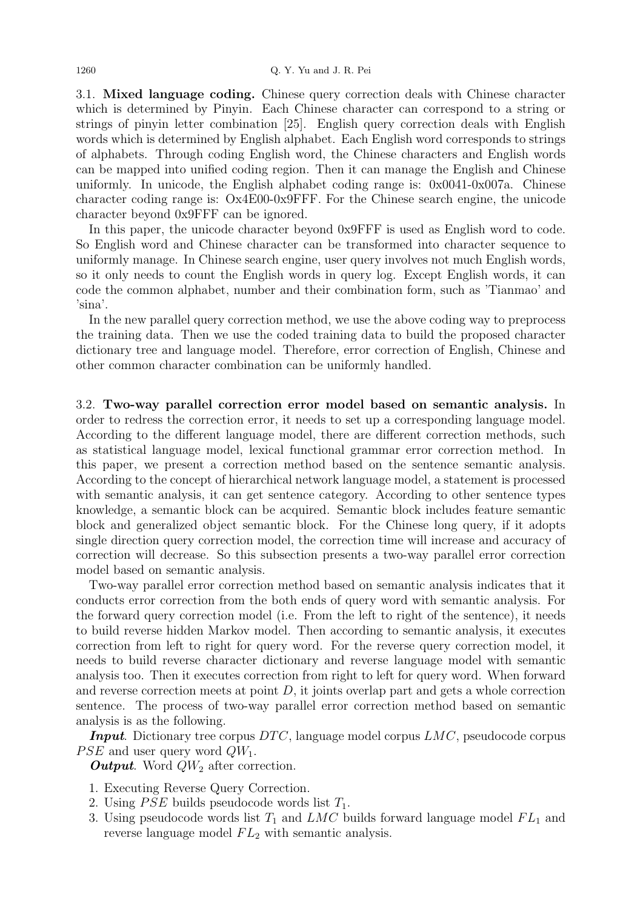### 3.1. Mixed language coding.

Chinese query correction deals with Chinese character which is determined by Pinyin. Each Chinese character can correspond to a string or strings of pinyin letter combination [25]. English query correction deals with English words which is determined by English alphabet. Each English word corresponds to strings of alphabets. Through coding English word, the Chinese characters and English words can be mapped into unified coding region. Then it can manage the English and Chinese uniformly. In unicode, the English alphabet coding range is: 0x0041-0x007a. Chinese character coding range is: Ox4E00-0x9FFF. For the Chinese search engine, the unicode character beyond 0x9FFF can be ignored.

In this paper, the unicode character beyond 0x9FFF is used as English word to code. So English word and Chinese character can be transformed into character sequence to uniformly manage. In Chinese search engine, user query involves not much English words, so it only needs to count the English words in query log. Except English words, it can code the common alphabet, number and their combination form, such as 'Tianmao' and 'sina'.

In the new parallel query correction method, we use the above coding way to preprocess the training data. Then we use the coded training data to build the proposed character dictionary tree and language model. Therefore, error correction of English, Chinese and other common character combination can be uniformly handled.

### 3.2. Two-way parallel correction error model based on semantic analysis.

In order to redress the correction error, it needs to set up a corresponding language model. According to the different language model, there are different correction methods, such as statistical language model, lexical functional grammar error correction method. In this paper, we present a correction method based on the sentence semantic analysis. According to the concept of hierarchical network language model, a statement is processed with semantic analysis, it can get sentence category. According to other sentence types knowledge, a semantic block can be acquired. Semantic block includes feature semantic block and generalized object semantic block. For the Chinese long query, if it adopts single direction query correction model, the correction time will increase and accuracy of correction will decrease. So this subsection presents a two-way parallel error correction model based on semantic analysis.

Two-way parallel error correction method based on semantic analysis indicates that it conducts error correction from the both ends of query word with semantic analysis. For the forward query correction model (i.e. From the left to right of the sentence), it needs to build reverse hidden Markov model. Then according to semantic analysis, it executes correction from left to right for query word. For the reverse query correction model, it needs to build reverse character dictionary and reverse language model with semantic analysis too. Then it executes correction from right to left for query word. When forward and reverse correction meets at point $D$, it joints overlap part and gets a whole correction sentence. The process of two-way parallel error correction method based on semantic analysis is as the following.

***Input***. Dictionary tree corpus $DTC$, language model corpus $LMC$, pseudocode corpus $PSE$ and user query word $QW_1$.

***Output***. Word $QW_2$ after correction.

1. Executing Reverse Query Correction.
2. Using $PSE$ builds pseudocode words list $T_1$.
3. Using pseudocode words list $T_1$ and $LMC$ builds forward language model $FL_1$ and reverse language model $FL_2$ with semantic analysis.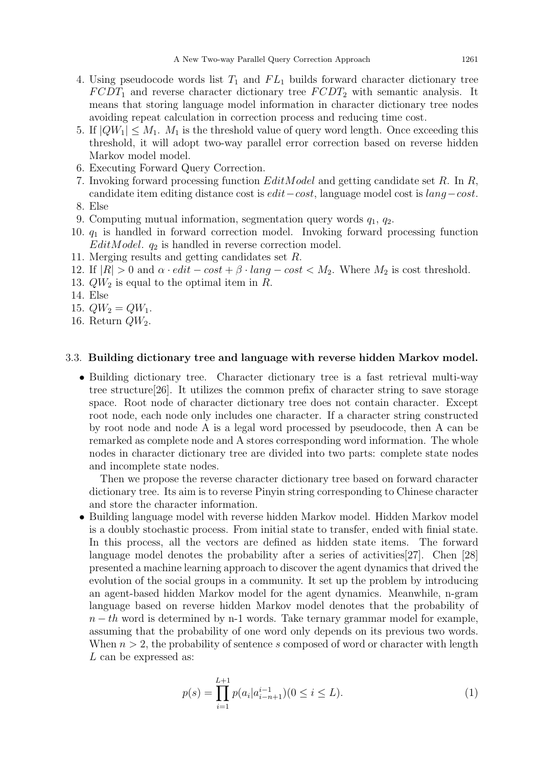4. Using pseudocode words list $T_1$ and $FL_1$ builds forward character dictionary tree $FCDT_1$ and reverse character dictionary tree $FCDT_2$ with semantic analysis. It means that storing language model information in character dictionary tree nodes avoiding repeat calculation in correction process and reducing time cost.
5. If $|QW_1| \leq M_1$. $M_1$ is the threshold value of query word length. Once exceeding this threshold, it will adopt two-way parallel error correction based on reverse hidden Markov model model.
6. Executing Forward Query Correction.
7. Invoking forward processing function $EditModel$ and getting candidate set $R$. In $R$, candidate item editing distance cost is $edit-cost$, language model cost is $lang-cost$.
8. Else
9. Computing mutual information, segmentation query words $q_1$, $q_2$.
10. $q_1$ is handled in forward correction model. Invoking forward processing function $EditModel$. $q_2$ is handled in reverse correction model.
11. Merging results and getting candidates set $R$.
12. If $|R| > 0$ and $\alpha \cdot edit - cost + \beta \cdot lang - cost < M_2$. Where $M_2$ is cost threshold.
13. $QW_2$ is equal to the optimal item in $R$.
14. Else
15. $QW_2 = QW_1$.
16. Return $QW_2$.

### 3.3. Building dictionary tree and language with reverse hidden Markov model.

- Building dictionary tree. Character dictionary tree is a fast retrieval multi-way tree structure[26]. It utilizes the common prefix of character string to save storage space. Root node of character dictionary tree does not contain character. Except root node, each node only includes one character. If a character string constructed by root node and node A is a legal word processed by pseudocode, then A can be remarked as complete node and A stores corresponding word information. The whole nodes in character dictionary tree are divided into two parts: complete state nodes and incomplete state nodes.

  Then we propose the reverse character dictionary tree based on forward character dictionary tree. Its aim is to reverse Pinyin string corresponding to Chinese character and store the character information.

- Building language model with reverse hidden Markov model. Hidden Markov model is a doubly stochastic process. From initial state to transfer, ended with finial state. In this process, all the vectors are defined as hidden state items. The forward language model denotes the probability after a series of activities[27]. Chen [28] presented a machine learning approach to discover the agent dynamics that drived the evolution of the social groups in a community. It set up the problem by introducing an agent-based hidden Markov model for the agent dynamics. Meanwhile, n-gram language based on reverse hidden Markov model denotes that the probability of $n-th$ word is determined by n-1 words. Take ternary grammar model for example, assuming that the probability of one word only depends on its previous two words. When $n > 2$, the probability of sentence $s$ composed of word or character with length $L$ can be expressed as:

$$p(s) = \prod_{i=1}^{L+1} p(a_i | a_{i-n+1}^{i-1}) (0 \leq i \leq L). \tag{1}$$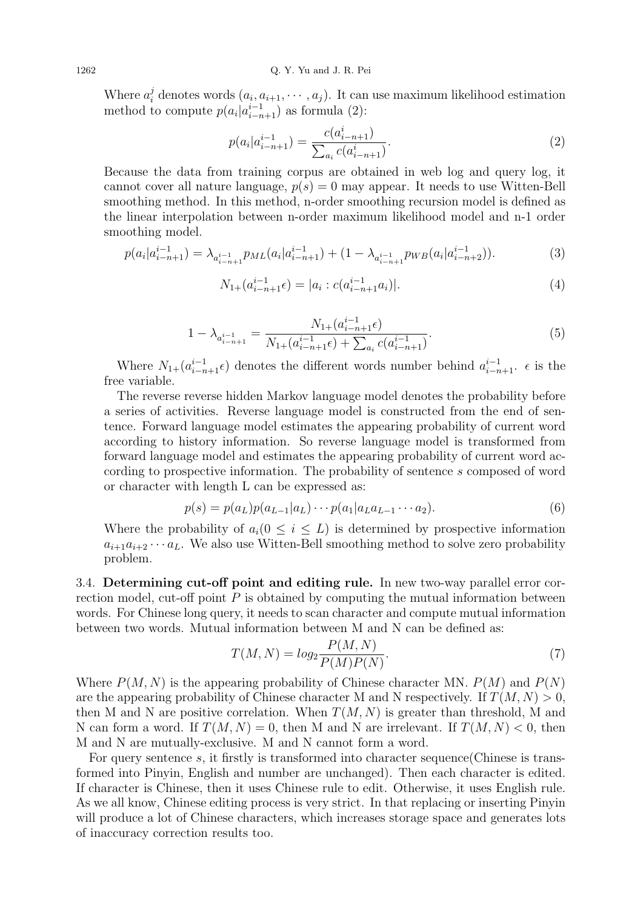Where $a_i^j$ denotes words $(a_i, a_{i+1}, \cdots, a_j)$. It can use maximum likelihood estimation method to compute $p(a_i|a_{i-n+1}^{i-1})$ as formula (2):

$$p(a_i|a_{i-n+1}^{i-1}) = \frac{c(a_{i-n+1}^{i})}{\sum_{a_i} c(a_{i-n+1}^{i})}. \tag{2}$$

Because the data from training corpus are obtained in web log and query log, it cannot cover all nature language, $p(s) = 0$ may appear. It needs to use Witten-Bell smoothing method. In this method, n-order smoothing recursion model is defined as the linear interpolation between n-order maximum likelihood model and n-1 order smoothing model.

$$p(a_i|a_{i-n+1}^{i-1}) = \lambda_{a_{i-n+1}^{i-1}} p_{ML}(a_i|a_{i-n+1}^{i-1}) + (1 - \lambda_{a_{i-n+1}^{i-1}} p_{WB}(a_i|a_{i-n+2}^{i-1})). \tag{3}$$

$$N_{1+}(a_{i-n+1}^{i-1}\epsilon) = |a_i : c(a_{i-n+1}^{i-1}a_i)|. \tag{4}$$

$$1 - \lambda_{a_{i-n+1}^{i-1}} = \frac{N_{1+}(a_{i-n+1}^{i-1}\epsilon)}{N_{1+}(a_{i-n+1}^{i-1}\epsilon) + \sum_{a_i} c(a_{i-n+1}^{i-1})}. \tag{5}$$

Where $N_{1+}(a_{i-n+1}^{i-1}\epsilon)$ denotes the different words number behind $a_{i-n+1}^{i-1}$. $\epsilon$ is the free variable.

The reverse reverse hidden Markov language model denotes the probability before a series of activities. Reverse language model is constructed from the end of sentence. Forward language model estimates the appearing probability of current word according to history information. So reverse language model is transformed from forward language model and estimates the appearing probability of current word according to prospective information. The probability of sentence $s$ composed of word or character with length L can be expressed as:

$$p(s) = p(a_L)p(a_{L-1}|a_L) \cdots p(a_1|a_L a_{L-1} \cdots a_2). \tag{6}$$

Where the probability of $a_i (0 \leq i \leq L)$ is determined by prospective information $a_{i+1}a_{i+2} \cdots a_L$. We also use Witten-Bell smoothing method to solve zero probability problem.

3.4. **Determining cut-off point and editing rule.** In new two-way parallel error correction model, cut-off point $P$ is obtained by computing the mutual information between words. For Chinese long query, it needs to scan character and compute mutual information between two words. Mutual information between M and N can be defined as:

$$T(M, N) = log_2 \frac{P(M, N)}{P(M)P(N)}. \tag{7}$$

Where $P(M, N)$ is the appearing probability of Chinese character MN. $P(M)$ and $P(N)$ are the appearing probability of Chinese character M and N respectively. If $T(M, N) > 0$, then M and N are positive correlation. When $T(M, N)$ is greater than threshold, M and N can form a word. If $T(M, N) = 0$, then M and N are irrelevant. If $T(M, N) < 0$, then M and N are mutually-exclusive. M and N cannot form a word.

For query sentence $s$, it firstly is transformed into character sequence(Chinese is transformed into Pinyin, English and number are unchanged). Then each character is edited. If character is Chinese, then it uses Chinese rule to edit. Otherwise, it uses English rule. As we all know, Chinese editing process is very strict. In that replacing or inserting Pinyin will produce a lot of Chinese characters, which increases storage space and generates lots of inaccuracy correction results too.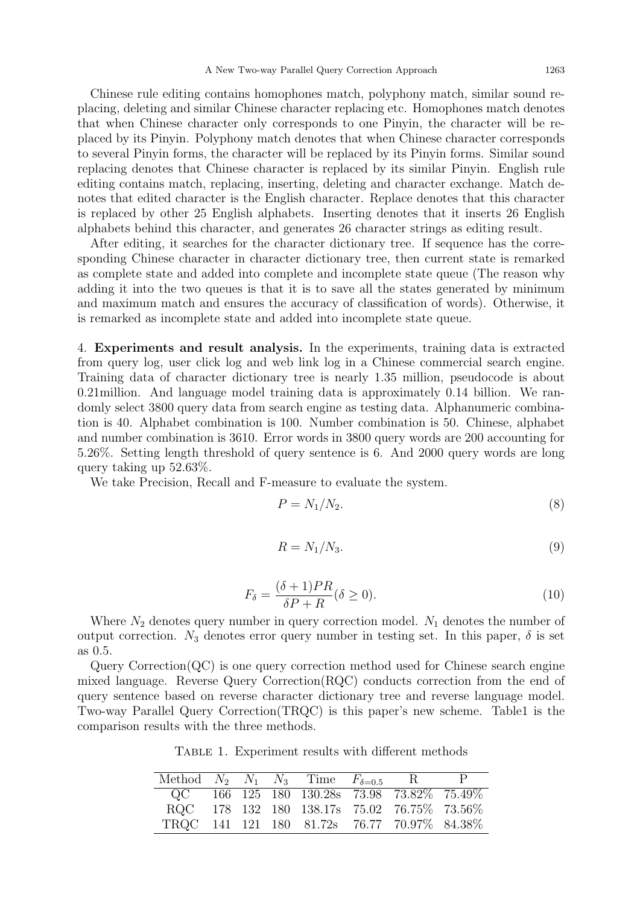Chinese rule editing contains homophones match, polyphony match, similar sound replacing, deleting and similar Chinese character replacing etc. Homophones match denotes that when Chinese character only corresponds to one Pinyin, the character will be replaced by its Pinyin. Polyphony match denotes that when Chinese character corresponds to several Pinyin forms, the character will be replaced by its Pinyin forms. Similar sound replacing denotes that Chinese character is replaced by its similar Pinyin. English rule editing contains match, replacing, inserting, deleting and character exchange. Match denotes that edited character is the English character. Replace denotes that this character is replaced by other 25 English alphabets. Inserting denotes that it inserts 26 English alphabets behind this character, and generates 26 character strings as editing result.

After editing, it searches for the character dictionary tree. If sequence has the corresponding Chinese character in character dictionary tree, then current state is remarked as complete state and added into complete and incomplete state queue (The reason why adding it into the two queues is that it is to save all the states generated by minimum and maximum match and ensures the accuracy of classification of words). Otherwise, it is remarked as incomplete state and added into incomplete state queue.

4. **Experiments and result analysis.** In the experiments, training data is extracted from query log, user click log and web link log in a Chinese commercial search engine. Training data of character dictionary tree is nearly 1.35 million, pseudocode is about 0.21million. And language model training data is approximately 0.14 billion. We randomly select 3800 query data from search engine as testing data. Alphanumeric combination is 40. Alphabet combination is 100. Number combination is 50. Chinese, alphabet and number combination is 3610. Error words in 3800 query words are 200 accounting for 5.26%. Setting length threshold of query sentence is 6. And 2000 query words are long query taking up 52.63%.

We take Precision, Recall and F-measure to evaluate the system.

$$P = N_1/N_2. \tag{8}$$

$$R = N_1/N_3. \tag{9}$$

$$F_\delta = \frac{(\delta + 1)PR}{\delta P + R} (\delta \geq 0). \tag{10}$$

Where $N_2$ denotes query number in query correction model. $N_1$ denotes the number of output correction. $N_3$ denotes error query number in testing set. In this paper, $\delta$ is set as 0.5.

Query Correction(QC) is one query correction method used for Chinese search engine mixed language. Reverse Query Correction(RQC) conducts correction from the end of query sentence based on reverse character dictionary tree and reverse language model. Two-way Parallel Query Correction(TRQC) is this paper's new scheme. Table1 is the comparison results with the three methods.

Table 1. Experiment results with different methods

| Method | $N_2$ | $N_1$ | $N_3$ | Time | $F_{\delta=0.5}$ | R | P |
|---|---|---|---|---|---|---|---|
| QC | 166 | 125 | 180 | 130.28s | 73.98 | 73.82% | 75.49% |
| RQC | 178 | 132 | 180 | 138.17s | 75.02 | 76.75% | 73.56% |
| TRQC | 141 | 121 | 180 | 81.72s | 76.77 | 70.97% | 84.38% |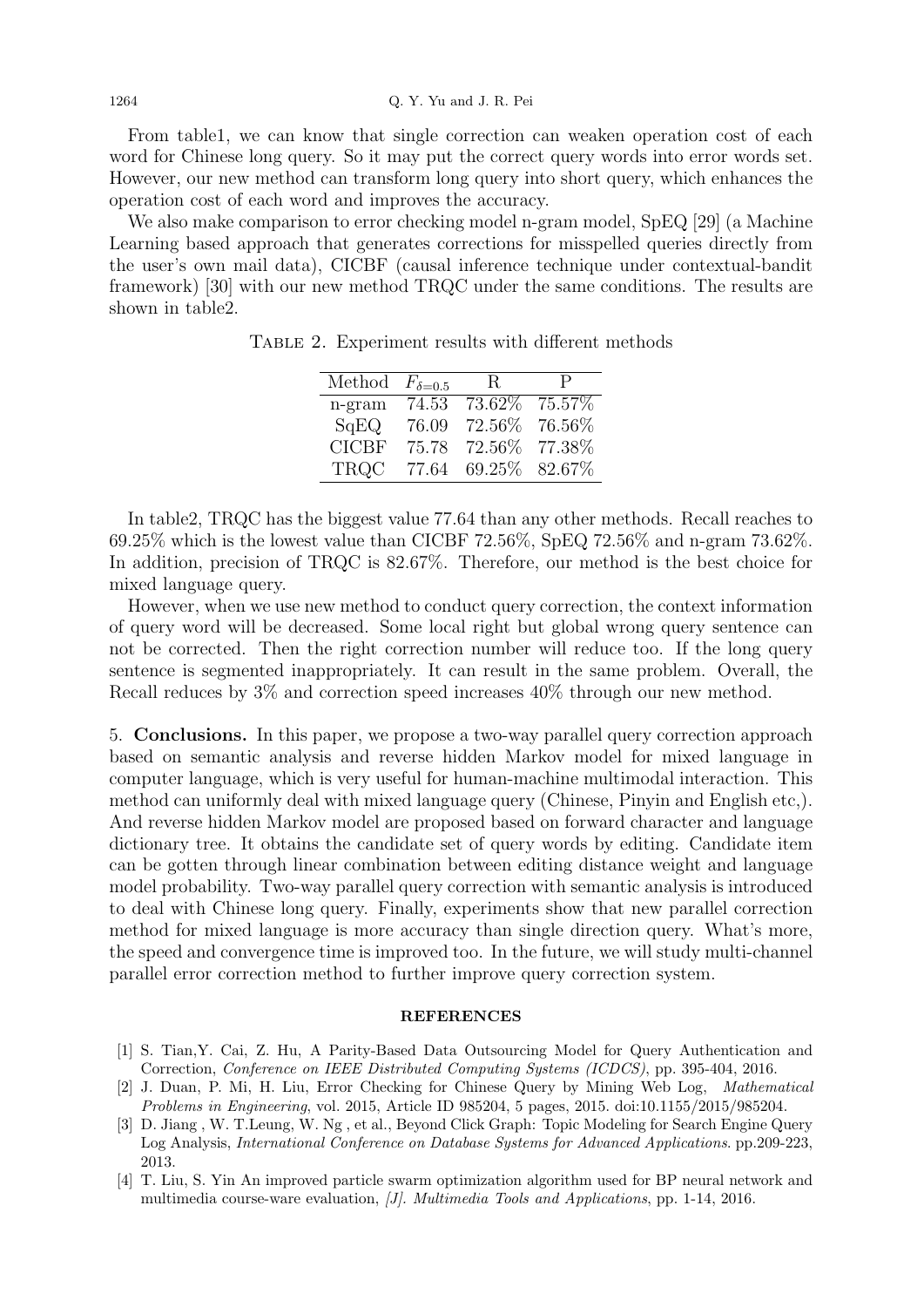From table1, we can know that single correction can weaken operation cost of each word for Chinese long query. So it may put the correct query words into error words set. However, our new method can transform long query into short query, which enhances the operation cost of each word and improves the accuracy.

We also make comparison to error checking model n-gram model, SpEQ [29] (a Machine Learning based approach that generates corrections for misspelled queries directly from the user's own mail data), CICBF (causal inference technique under contextual-bandit framework) [30] with our new method TRQC under the same conditions. The results are shown in table2.

Table 2. Experiment results with different methods

| Method | $F_{\delta=0.5}$ | R | P |
|---|---|---|---|
| n-gram | 74.53 | 73.62% | 75.57% |
| SqEQ | 76.09 | 72.56% | 76.56% |
| CICBF | 75.78 | 72.56% | 77.38% |
| TRQC | 77.64 | 69.25% | 82.67% |

In table2, TRQC has the biggest value 77.64 than any other methods. Recall reaches to 69.25% which is the lowest value than CICBF 72.56%, SpEQ 72.56% and n-gram 73.62%. In addition, precision of TRQC is 82.67%. Therefore, our method is the best choice for mixed language query.

However, when we use new method to conduct query correction, the context information of query word will be decreased. Some local right but global wrong query sentence can not be corrected. Then the right correction number will reduce too. If the long query sentence is segmented inappropriately. It can result in the same problem. Overall, the Recall reduces by 3% and correction speed increases 40% through our new method.

5. **Conclusions.** In this paper, we propose a two-way parallel query correction approach based on semantic analysis and reverse hidden Markov model for mixed language in computer language, which is very useful for human-machine multimodal interaction. This method can uniformly deal with mixed language query (Chinese, Pinyin and English etc,). And reverse hidden Markov model are proposed based on forward character and language dictionary tree. It obtains the candidate set of query words by editing. Candidate item can be gotten through linear combination between editing distance weight and language model probability. Two-way parallel query correction with semantic analysis is introduced to deal with Chinese long query. Finally, experiments show that new parallel correction method for mixed language is more accuracy than single direction query. What's more, the speed and convergence time is improved too. In the future, we will study multi-channel parallel error correction method to further improve query correction system.

## REFERENCES

[1] S. Tian,Y. Cai, Z. Hu, A Parity-Based Data Outsourcing Model for Query Authentication and Correction, *Conference on IEEE Distributed Computing Systems (ICDCS)*, pp. 395-404, 2016.

[2] J. Duan, P. Mi, H. Liu, Error Checking for Chinese Query by Mining Web Log, *Mathematical Problems in Engineering*, vol. 2015, Article ID 985204, 5 pages, 2015. doi:10.1155/2015/985204.

[3] D. Jiang , W. T.Leung, W. Ng , et al., Beyond Click Graph: Topic Modeling for Search Engine Query Log Analysis, *International Conference on Database Systems for Advanced Applications*. pp.209-223, 2013.

[4] T. Liu, S. Yin An improved particle swarm optimization algorithm used for BP neural network and multimedia course-ware evaluation, *[J]. Multimedia Tools and Applications*, pp. 1-14, 2016.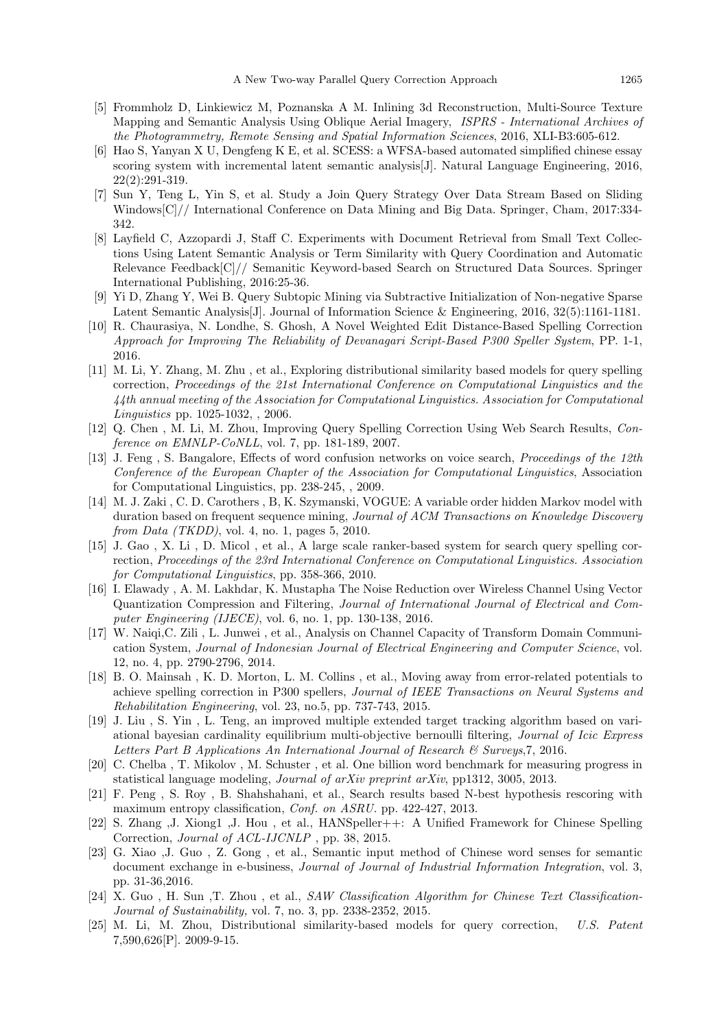[5] Frommholz D, Linkiewicz M, Poznanska A M. Inlining 3d Reconstruction, Multi-Source Texture Mapping and Semantic Analysis Using Oblique Aerial Imagery, *ISPRS - International Archives of the Photogrammetry, Remote Sensing and Spatial Information Sciences*, 2016, XLI-B3:605-612.

[6] Hao S, Yanyan X U, Dengfeng K E, et al. SCESS: a WFSA-based automated simplified chinese essay scoring system with incremental latent semantic analysis[J]. Natural Language Engineering, 2016, 22(2):291-319.

[7] Sun Y, Teng L, Yin S, et al. Study a Join Query Strategy Over Data Stream Based on Sliding Windows[C]// International Conference on Data Mining and Big Data. Springer, Cham, 2017:334-342.

[8] Layfield C, Azzopardi J, Staff C. Experiments with Document Retrieval from Small Text Collections Using Latent Semantic Analysis or Term Similarity with Query Coordination and Automatic Relevance Feedback[C]// Semanitic Keyword-based Search on Structured Data Sources. Springer International Publishing, 2016:25-36.

[9] Yi D, Zhang Y, Wei B. Query Subtopic Mining via Subtractive Initialization of Non-negative Sparse Latent Semantic Analysis[J]. Journal of Information Science & Engineering, 2016, 32(5):1161-1181.

[10] R. Chaurasiya, N. Londhe, S. Ghosh, A Novel Weighted Edit Distance-Based Spelling Correction *Approach for Improving The Reliability of Devanagari Script-Based P300 Speller System*, PP. 1-1, 2016.

[11] M. Li, Y. Zhang, M. Zhu , et al., Exploring distributional similarity based models for query spelling correction, *Proceedings of the 21st International Conference on Computational Linguistics and the 44th annual meeting of the Association for Computational Linguistics. Association for Computational Linguistics* pp. 1025-1032, , 2006.

[12] Q. Chen , M. Li, M. Zhou, Improving Query Spelling Correction Using Web Search Results, *Conference on EMNLP-CoNLL*, vol. 7, pp. 181-189, 2007.

[13] J. Feng , S. Bangalore, Effects of word confusion networks on voice search, *Proceedings of the 12th Conference of the European Chapter of the Association for Computational Linguistics*, Association for Computational Linguistics, pp. 238-245, , 2009.

[14] M. J. Zaki , C. D. Carothers , B, K. Szymanski, VOGUE: A variable order hidden Markov model with duration based on frequent sequence mining, *Journal of ACM Transactions on Knowledge Discovery from Data (TKDD)*, vol. 4, no. 1, pages 5, 2010.

[15] J. Gao , X. Li , D. Micol , et al., A large scale ranker-based system for search query spelling correction, *Proceedings of the 23rd International Conference on Computational Linguistics. Association for Computational Linguistics*, pp. 358-366, 2010.

[16] I. Elawady , A. M. Lakhdar, K. Mustapha The Noise Reduction over Wireless Channel Using Vector Quantization Compression and Filtering, *Journal of International Journal of Electrical and Computer Engineering (IJECE)*, vol. 6, no. 1, pp. 130-138, 2016.

[17] W. Naiqi,C. Zili , L. Junwei , et al., Analysis on Channel Capacity of Transform Domain Communication System, *Journal of Indonesian Journal of Electrical Engineering and Computer Science*, vol. 12, no. 4, pp. 2790-2796, 2014.

[18] B. O. Mainsah , K. D. Morton, L. M. Collins , et al., Moving away from error-related potentials to achieve spelling correction in P300 spellers, *Journal of IEEE Transactions on Neural Systems and Rehabilitation Engineering*, vol. 23, no.5, pp. 737-743, 2015.

[19] J. Liu , S. Yin , L. Teng, an improved multiple extended target tracking algorithm based on variational bayesian cardinality equilibrium multi-objective bernoulli filtering, *Journal of Icic Express Letters Part B Applications An International Journal of Research & Surveys*,7, 2016.

[20] C. Chelba , T. Mikolov , M. Schuster , et al. One billion word benchmark for measuring progress in statistical language modeling, *Journal of arXiv preprint arXiv*, pp1312, 3005, 2013.

[21] F. Peng , S. Roy , B. Shahshahani, et al., Search results based N-best hypothesis rescoring with maximum entropy classification, *Conf. on ASRU.* pp. 422-427, 2013.

[22] S. Zhang ,J. Xiong1 ,J. Hou , et al., HANSpeller++: A Unified Framework for Chinese Spelling Correction, *Journal of ACL-IJCNLP* , pp. 38, 2015.

[23] G. Xiao ,J. Guo , Z. Gong , et al., Semantic input method of Chinese word senses for semantic document exchange in e-business, *Journal of Journal of Industrial Information Integration*, vol. 3, pp. 31-36,2016.

[24] X. Guo , H. Sun ,T. Zhou , et al., *SAW Classification Algorithm for Chinese Text Classification-Journal of Sustainability,* vol. 7, no. 3, pp. 2338-2352, 2015.

[25] M. Li, M. Zhou, Distributional similarity-based models for query correction, *U.S. Patent* 7,590,626[P]. 2009-9-15.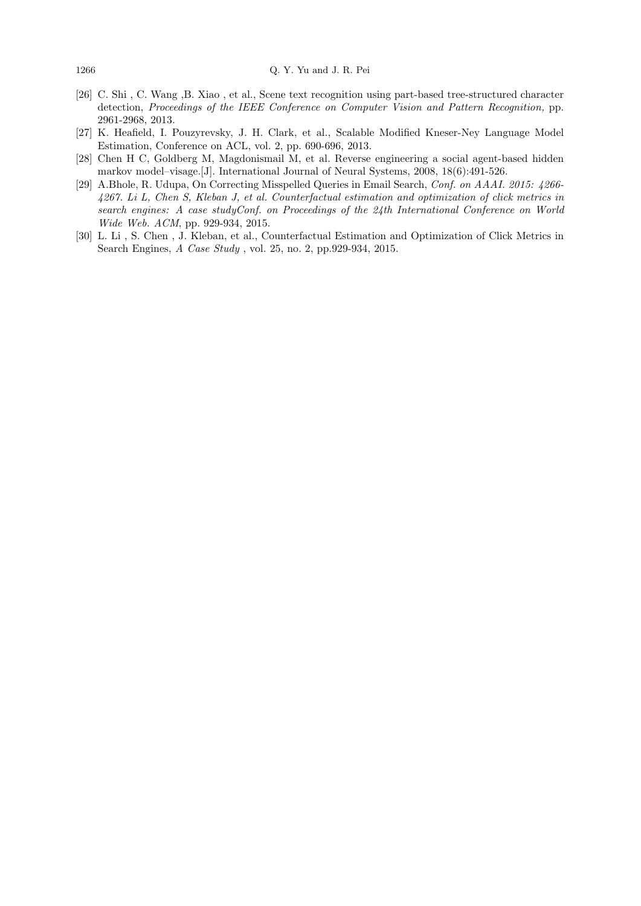[26] C. Shi , C. Wang ,B. Xiao , et al., Scene text recognition using part-based tree-structured character detection, *Proceedings of the IEEE Conference on Computer Vision and Pattern Recognition,* pp. 2961-2968, 2013.

[27] K. Heafield, I. Pouzyrevsky, J. H. Clark, et al., Scalable Modified Kneser-Ney Language Model Estimation, Conference on ACL, vol. 2, pp. 690-696, 2013.

[28] Chen H C, Goldberg M, Magdonismail M, et al. Reverse engineering a social agent-based hidden markov model–visage.[J]. International Journal of Neural Systems, 2008, 18(6):491-526.

[29] A.Bhole, R. Udupa, On Correcting Misspelled Queries in Email Search, *Conf. on AAAI. 2015: 4266-4267. Li L, Chen S, Kleban J, et al. Counterfactual estimation and optimization of click metrics in search engines: A case studyConf. on Proceedings of the 24th International Conference on World Wide Web. ACM*, pp. 929-934, 2015.

[30] L. Li , S. Chen , J. Kleban, et al., Counterfactual Estimation and Optimization of Click Metrics in Search Engines, *A Case Study* , vol. 25, no. 2, pp.929-934, 2015.